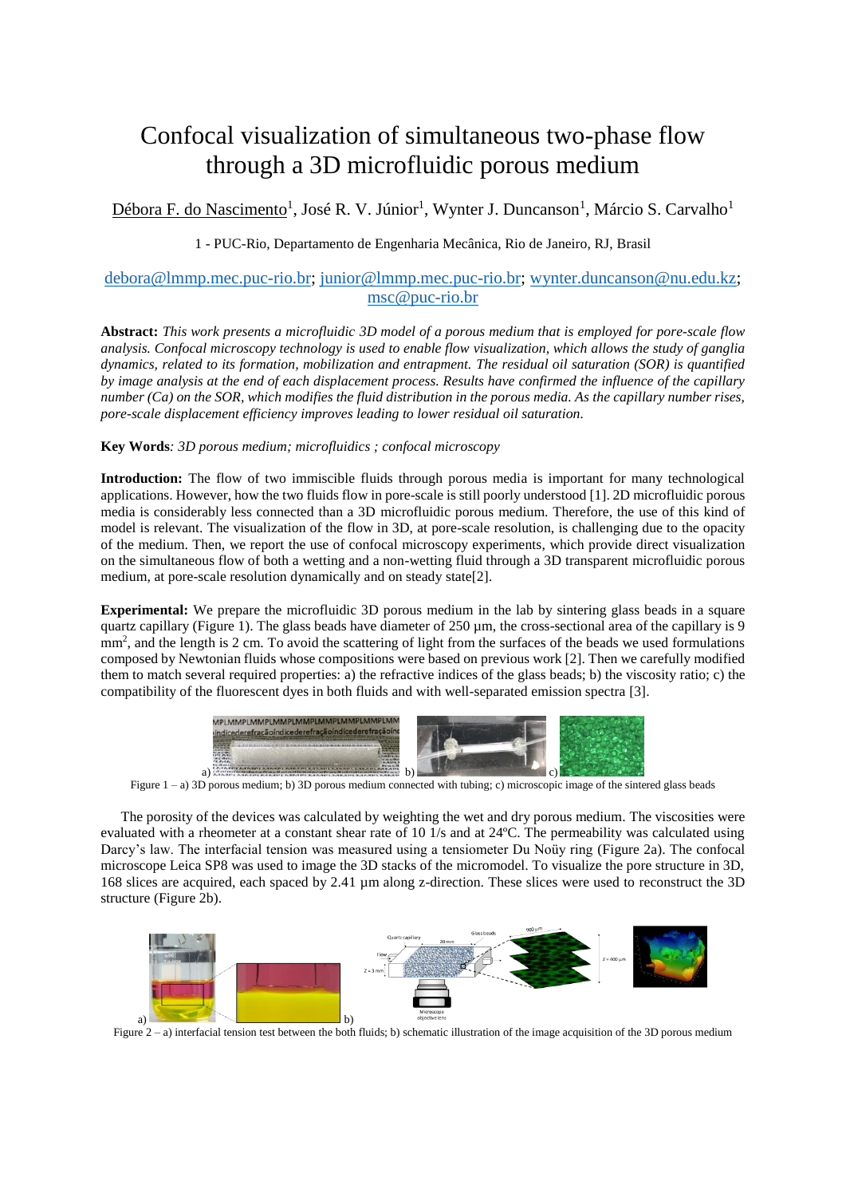# Confocal visualization of simultaneous two-phase flow through a 3D microfluidic porous medium

Débora F. do Nascimento[1], José R. V. Júnior[1], Wynter J. Duncanson[1], Márcio S. Carvalho[1]

1 - PUC-Rio, Departamento de Engenharia Mecânica, Rio de Janeiro, RJ, Brasil

debora@lmmp.mec.puc-rio.br; junior@lmmp.mec.puc-rio.br; wynter.duncanson@nu.edu.kz; msc@puc-rio.br

**Abstract:** *This work presents a microfluidic 3D model of a porous medium that is employed for pore-scale flow analysis. Confocal microscopy technology is used to enable flow visualization, which allows the study of ganglia dynamics, related to its formation, mobilization and entrapment. The residual oil saturation (SOR) is quantified by image analysis at the end of each displacement process. Results have confirmed the influence of the capillary number (Ca) on the SOR, which modifies the fluid distribution in the porous media. As the capillary number rises, pore-scale displacement efficiency improves leading to lower residual oil saturation.*

**Key Words***: 3D porous medium; microfluidics ; confocal microscopy*

**Introduction:** The flow of two immiscible fluids through porous media is important for many technological applications. However, how the two fluids flow in pore-scale is still poorly understood [1]. 2D microfluidic porous media is considerably less connected than a 3D microfluidic porous medium. Therefore, the use of this kind of model is relevant. The visualization of the flow in 3D, at pore-scale resolution, is challenging due to the opacity of the medium. Then, we report the use of confocal microscopy experiments, which provide direct visualization on the simultaneous flow of both a wetting and a non-wetting fluid through a 3D transparent microfluidic porous medium, at pore-scale resolution dynamically and on steady state[2].

**Experimental:** We prepare the microfluidic 3D porous medium in the lab by sintering glass beads in a square quartz capillary (Figure 1). The glass beads have diameter of 250 µm, the cross-sectional area of the capillary is 9 mm$^2$, and the length is 2 cm. To avoid the scattering of light from the surfaces of the beads we used formulations composed by Newtonian fluids whose compositions were based on previous work [2]. Then we carefully modified them to match several required properties: a) the refractive indices of the glass beads; b) the viscosity ratio; c) the compatibility of the fluorescent dyes in both fluids and with well-separated emission spectra [3].

Figure 1 – a) 3D porous medium; b) 3D porous medium connected with tubing; c) microscopic image of the sintered glass beads

The porosity of the devices was calculated by weighting the wet and dry porous medium. The viscosities were evaluated with a rheometer at a constant shear rate of 10 1/s and at 24ºC. The permeability was calculated using Darcy's law. The interfacial tension was measured using a tensiometer Du Noüy ring (Figure 2a). The confocal microscope Leica SP8 was used to image the 3D stacks of the micromodel. To visualize the pore structure in 3D, 168 slices are acquired, each spaced by 2.41 µm along z-direction. These slices were used to reconstruct the 3D structure (Figure 2b).

Figure 2 – a) interfacial tension test between the both fluids; b) schematic illustration of the image acquisition of the 3D porous medium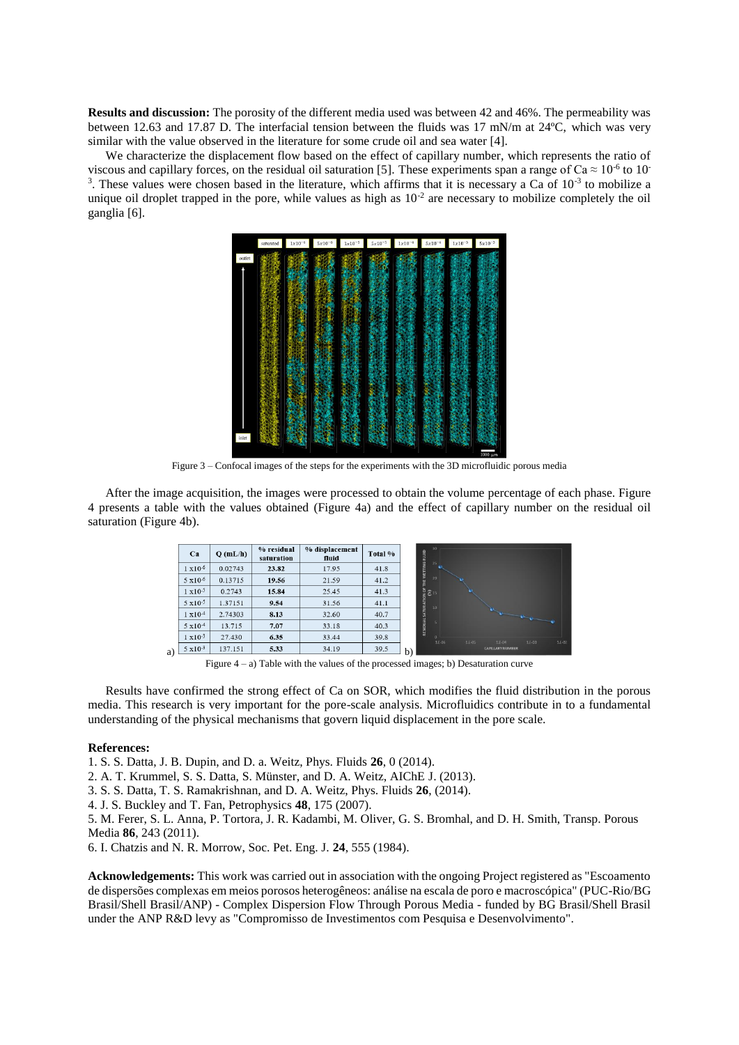**Results and discussion:** The porosity of the different media used was between 42 and 46%. The permeability was between 12.63 and 17.87 D. The interfacial tension between the fluids was 17 mN/m at 24ºC, which was very similar with the value observed in the literature for some crude oil and sea water [4].

We characterize the displacement flow based on the effect of capillary number, which represents the ratio of viscous and capillary forces, on the residual oil saturation [5]. These experiments span a range of $Ca \approx 10^{-6}$ to $10^{-3}$. These values were chosen based in the literature, which affirms that it is necessary a Ca of $10^{-3}$ to mobilize a unique oil droplet trapped in the pore, while values as high as $10^{-2}$ are necessary to mobilize completely the oil ganglia [6].

saturated 1x10⁻⁶ 5x10⁻⁶ 1x10⁻⁵ 5x10⁻⁵ 1x10⁻⁴ 5x10⁻⁴ 1x10⁻³ 5x10⁻³

outlet

inlet

1000 µm

Figure 3 – Confocal images of the steps for the experiments with the 3D microfluidic porous media

After the image acquisition, the images were processed to obtain the volume percentage of each phase. Figure 4 presents a table with the values obtained (Figure 4a) and the effect of capillary number on the residual oil saturation (Figure 4b).

a)

| Ca | Q (mL/h) | % residual saturation | % displacement fluid | Total % |
|---|---|---|---|---|
| $1 \times 10^{-6}$ | 0.02743 | **23.82** | 17.95 | 41.8 |
| $5 \times 10^{-6}$ | 0.13715 | **19.56** | 21.59 | 41.2 |
| $1 \times 10^{-5}$ | 0.2743 | **15.84** | 25.45 | 41.3 |
| $5 \times 10^{-5}$ | 1.37151 | **9.54** | 31.56 | 41.1 |
| $1 \times 10^{-4}$ | 2.74303 | **8.13** | 32.60 | 40.7 |
| $5 \times 10^{-4}$ | 13.715 | **7.07** | 33.18 | 40.3 |
| $1 \times 10^{-3}$ | 27.430 | **6.35** | 33.44 | 39.8 |
| $5 \times 10^{-3}$ | 137.151 | **5.33** | 34.19 | 39.5 |

b)

RESIDUAL SATURATION OF THE WETTING FLUID (%)

CAPILLARY NUMBER

Figure 4 – a) Table with the values of the processed images; b) Desaturation curve

Results have confirmed the strong effect of Ca on SOR, which modifies the fluid distribution in the porous media. This research is very important for the pore-scale analysis. Microfluidics contribute in to a fundamental understanding of the physical mechanisms that govern liquid displacement in the pore scale.

**References:**

1. S. S. Datta, J. B. Dupin, and D. a. Weitz, Phys. Fluids **26**, 0 (2014).
2. A. T. Krummel, S. S. Datta, S. Münster, and D. A. Weitz, AIChE J. (2013).
3. S. S. Datta, T. S. Ramakrishnan, and D. A. Weitz, Phys. Fluids **26**, (2014).
4. J. S. Buckley and T. Fan, Petrophysics **48**, 175 (2007).
5. M. Ferer, S. L. Anna, P. Tortora, J. R. Kadambi, M. Oliver, G. S. Bromhal, and D. H. Smith, Transp. Porous Media **86**, 243 (2011).
6. I. Chatzis and N. R. Morrow, Soc. Pet. Eng. J. **24**, 555 (1984).

**Acknowledgements:** This work was carried out in association with the ongoing Project registered as "Escoamento de dispersões complexas em meios porosos heterogêneos: análise na escala de poro e macroscópica" (PUC-Rio/BG Brasil/Shell Brasil/ANP) - Complex Dispersion Flow Through Porous Media - funded by BG Brasil/Shell Brasil under the ANP R&D levy as "Compromisso de Investimentos com Pesquisa e Desenvolvimento".